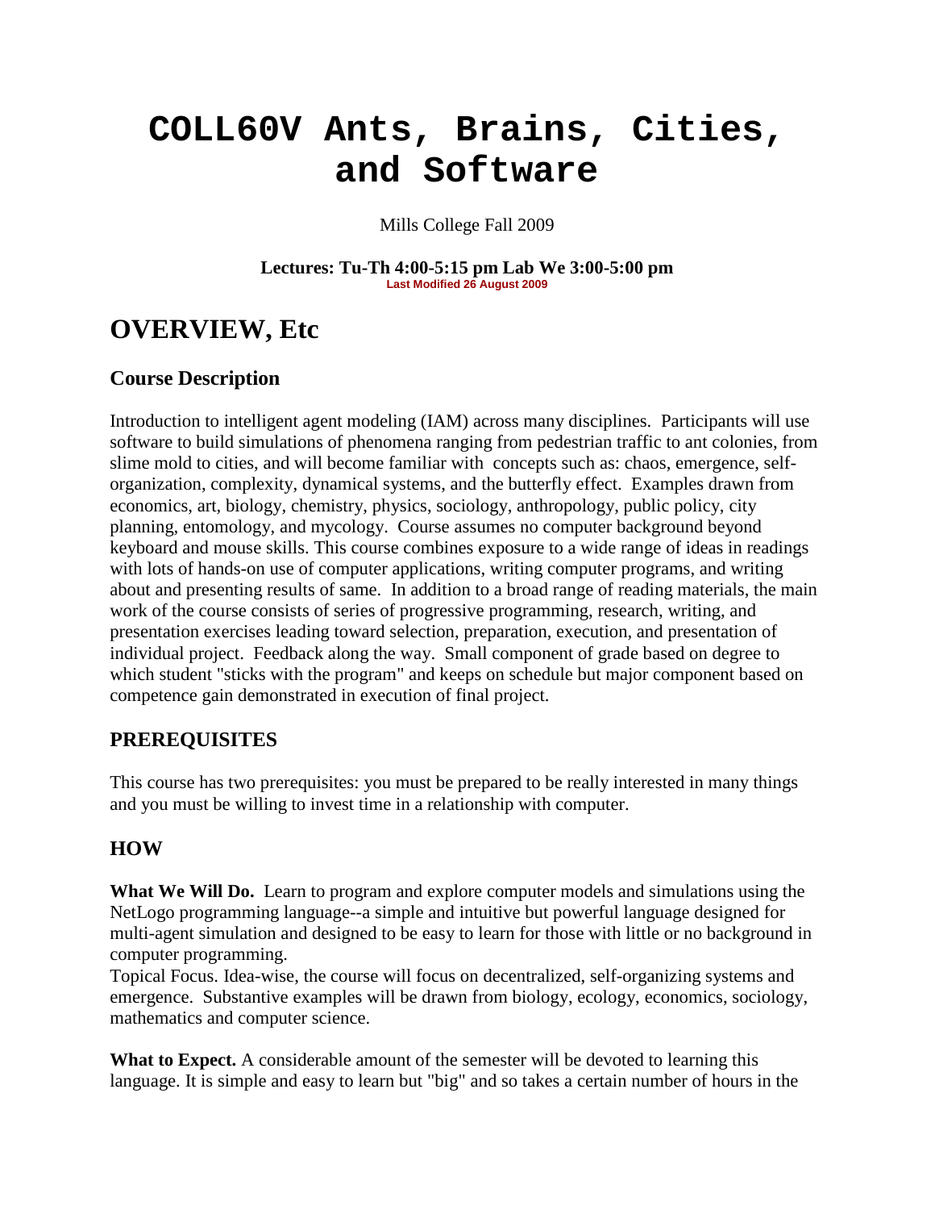# COLL60V Ants, Brains, Cities, and Software

Mills College Fall 2009

**Lectures: Tu-Th 4:00-5:15 pm Lab We 3:00-5:00 pm**
**Last Modified 26 August 2009**

## OVERVIEW, Etc

### Course Description

Introduction to intelligent agent modeling (IAM) across many disciplines. Participants will use software to build simulations of phenomena ranging from pedestrian traffic to ant colonies, from slime mold to cities, and will become familiar with concepts such as: chaos, emergence, self-organization, complexity, dynamical systems, and the butterfly effect. Examples drawn from economics, art, biology, chemistry, physics, sociology, anthropology, public policy, city planning, entomology, and mycology. Course assumes no computer background beyond keyboard and mouse skills. This course combines exposure to a wide range of ideas in readings with lots of hands-on use of computer applications, writing computer programs, and writing about and presenting results of same. In addition to a broad range of reading materials, the main work of the course consists of series of progressive programming, research, writing, and presentation exercises leading toward selection, preparation, execution, and presentation of individual project. Feedback along the way. Small component of grade based on degree to which student "sticks with the program" and keeps on schedule but major component based on competence gain demonstrated in execution of final project.

### PREREQUISITES

This course has two prerequisites: you must be prepared to be really interested in many things and you must be willing to invest time in a relationship with computer.

### HOW

**What We Will Do.** Learn to program and explore computer models and simulations using the NetLogo programming language--a simple and intuitive but powerful language designed for multi-agent simulation and designed to be easy to learn for those with little or no background in computer programming.
Topical Focus. Idea-wise, the course will focus on decentralized, self-organizing systems and emergence. Substantive examples will be drawn from biology, ecology, economics, sociology, mathematics and computer science.

**What to Expect.** A considerable amount of the semester will be devoted to learning this language. It is simple and easy to learn but "big" and so takes a certain number of hours in the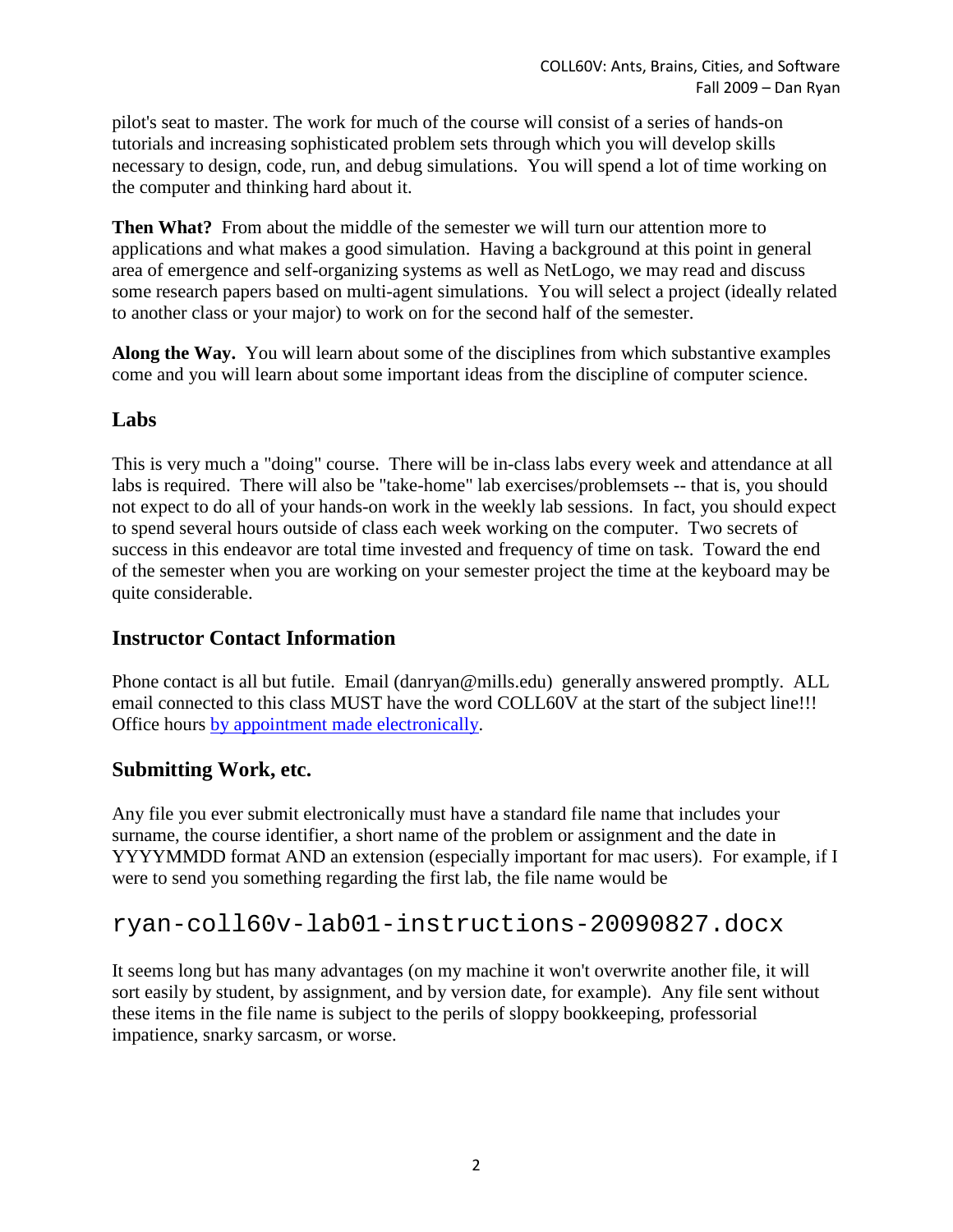pilot's seat to master. The work for much of the course will consist of a series of hands-on tutorials and increasing sophisticated problem sets through which you will develop skills necessary to design, code, run, and debug simulations. You will spend a lot of time working on the computer and thinking hard about it.

**Then What?** From about the middle of the semester we will turn our attention more to applications and what makes a good simulation. Having a background at this point in general area of emergence and self-organizing systems as well as NetLogo, we may read and discuss some research papers based on multi-agent simulations. You will select a project (ideally related to another class or your major) to work on for the second half of the semester.

**Along the Way.** You will learn about some of the disciplines from which substantive examples come and you will learn about some important ideas from the discipline of computer science.

## Labs

This is very much a "doing" course. There will be in-class labs every week and attendance at all labs is required. There will also be "take-home" lab exercises/problemsets -- that is, you should not expect to do all of your hands-on work in the weekly lab sessions. In fact, you should expect to spend several hours outside of class each week working on the computer. Two secrets of success in this endeavor are total time invested and frequency of time on task. Toward the end of the semester when you are working on your semester project the time at the keyboard may be quite considerable.

## Instructor Contact Information

Phone contact is all but futile. Email (danryan@mills.edu) generally answered promptly. ALL email connected to this class MUST have the word COLL60V at the start of the subject line!!! Office hours by appointment made electronically.

## Submitting Work, etc.

Any file you ever submit electronically must have a standard file name that includes your surname, the course identifier, a short name of the problem or assignment and the date in YYYYMMDD format AND an extension (especially important for mac users). For example, if I were to send you something regarding the first lab, the file name would be

```
ryan-coll60v-lab01-instructions-20090827.docx
```

It seems long but has many advantages (on my machine it won't overwrite another file, it will sort easily by student, by assignment, and by version date, for example). Any file sent without these items in the file name is subject to the perils of sloppy bookkeeping, professorial impatience, snarky sarcasm, or worse.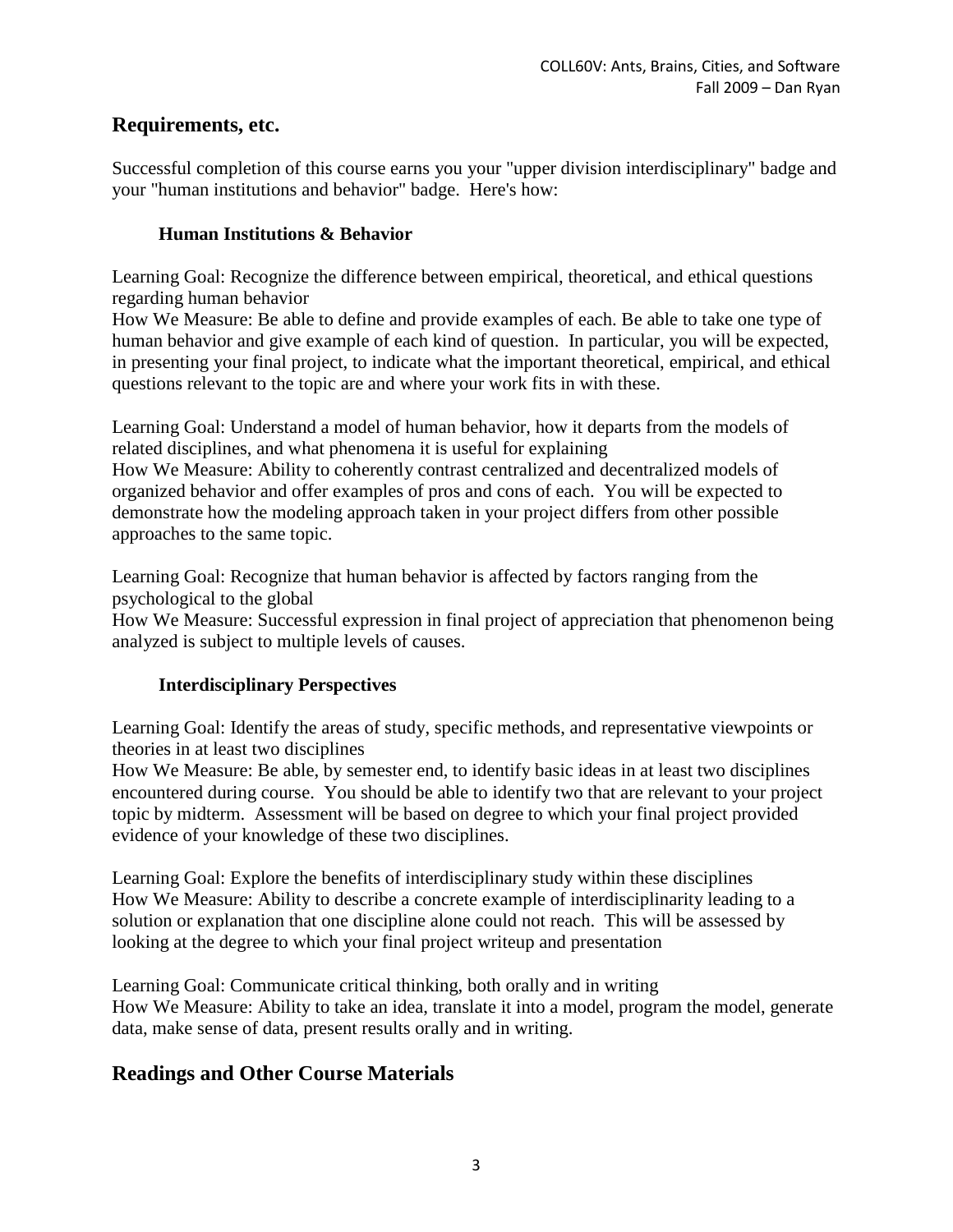## Requirements, etc.

Successful completion of this course earns you your "upper division interdisciplinary" badge and your "human institutions and behavior" badge. Here's how:

### Human Institutions & Behavior

Learning Goal: Recognize the difference between empirical, theoretical, and ethical questions regarding human behavior
How We Measure: Be able to define and provide examples of each. Be able to take one type of human behavior and give example of each kind of question. In particular, you will be expected, in presenting your final project, to indicate what the important theoretical, empirical, and ethical questions relevant to the topic are and where your work fits in with these.

Learning Goal: Understand a model of human behavior, how it departs from the models of related disciplines, and what phenomena it is useful for explaining
How We Measure: Ability to coherently contrast centralized and decentralized models of organized behavior and offer examples of pros and cons of each. You will be expected to demonstrate how the modeling approach taken in your project differs from other possible approaches to the same topic.

Learning Goal: Recognize that human behavior is affected by factors ranging from the psychological to the global
How We Measure: Successful expression in final project of appreciation that phenomenon being analyzed is subject to multiple levels of causes.

### Interdisciplinary Perspectives

Learning Goal: Identify the areas of study, specific methods, and representative viewpoints or theories in at least two disciplines
How We Measure: Be able, by semester end, to identify basic ideas in at least two disciplines encountered during course. You should be able to identify two that are relevant to your project topic by midterm. Assessment will be based on degree to which your final project provided evidence of your knowledge of these two disciplines.

Learning Goal: Explore the benefits of interdisciplinary study within these disciplines
How We Measure: Ability to describe a concrete example of interdisciplinarity leading to a solution or explanation that one discipline alone could not reach. This will be assessed by looking at the degree to which your final project writeup and presentation

Learning Goal: Communicate critical thinking, both orally and in writing
How We Measure: Ability to take an idea, translate it into a model, program the model, generate data, make sense of data, present results orally and in writing.

## Readings and Other Course Materials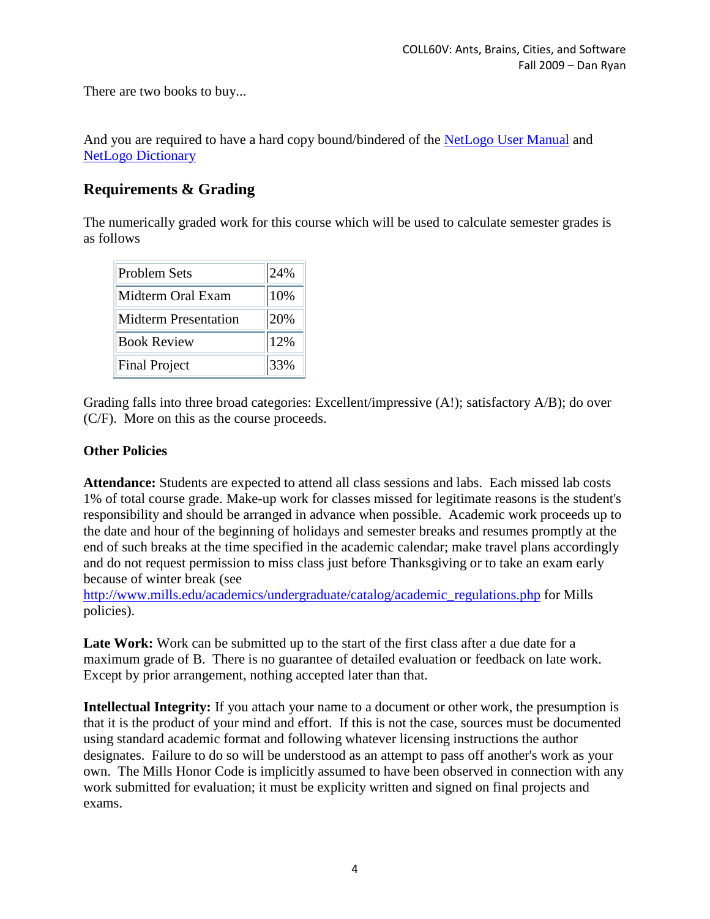There are two books to buy...

And you are required to have a hard copy bound/bindered of the [NetLogo User Manual](#) and [NetLogo Dictionary](#)

## Requirements & Grading

The numerically graded work for this course which will be used to calculate semester grades is as follows

| Problem Sets | 24% |
|---|---|
| Midterm Oral Exam | 10% |
| Midterm Presentation | 20% |
| Book Review | 12% |
| Final Project | 33% |

Grading falls into three broad categories: Excellent/impressive (A!); satisfactory A/B); do over (C/F). More on this as the course proceeds.

**Other Policies**

**Attendance:** Students are expected to attend all class sessions and labs. Each missed lab costs 1% of total course grade. Make-up work for classes missed for legitimate reasons is the student's responsibility and should be arranged in advance when possible. Academic work proceeds up to the date and hour of the beginning of holidays and semester breaks and resumes promptly at the end of such breaks at the time specified in the academic calendar; make travel plans accordingly and do not request permission to miss class just before Thanksgiving or to take an exam early because of winter break (see http://www.mills.edu/academics/undergraduate/catalog/academic_regulations.php for Mills policies).

**Late Work:** Work can be submitted up to the start of the first class after a due date for a maximum grade of B. There is no guarantee of detailed evaluation or feedback on late work. Except by prior arrangement, nothing accepted later than that.

**Intellectual Integrity:** If you attach your name to a document or other work, the presumption is that it is the product of your mind and effort. If this is not the case, sources must be documented using standard academic format and following whatever licensing instructions the author designates. Failure to do so will be understood as an attempt to pass off another's work as your own. The Mills Honor Code is implicitly assumed to have been observed in connection with any work submitted for evaluation; it must be explicity written and signed on final projects and exams.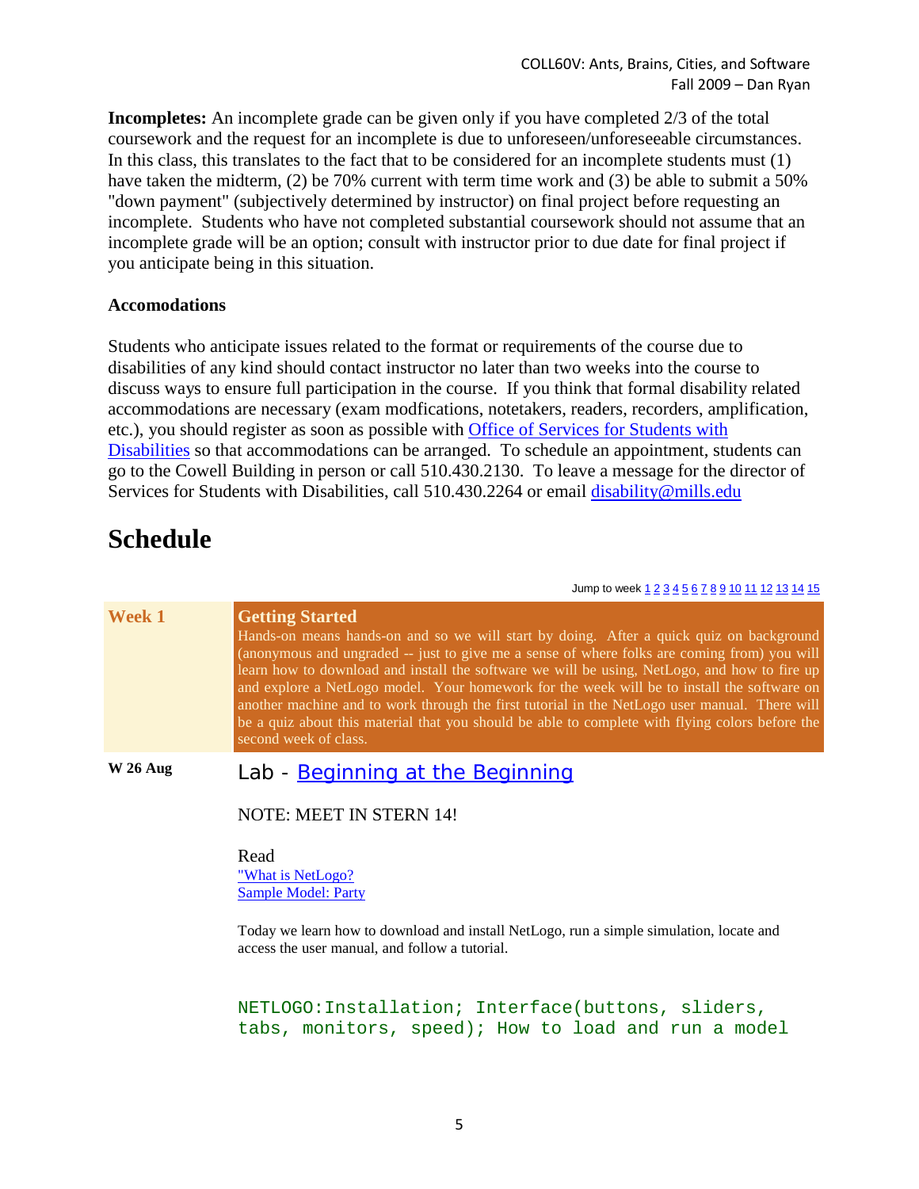**Incompletes:** An incomplete grade can be given only if you have completed 2/3 of the total coursework and the request for an incomplete is due to unforeseen/unforeseeable circumstances. In this class, this translates to the fact that to be considered for an incomplete students must (1) have taken the midterm, (2) be 70% current with term time work and (3) be able to submit a 50% "down payment" (subjectively determined by instructor) on final project before requesting an incomplete. Students who have not completed substantial coursework should not assume that an incomplete grade will be an option; consult with instructor prior to due date for final project if you anticipate being in this situation.

**Accomodations**

Students who anticipate issues related to the format or requirements of the course due to disabilities of any kind should contact instructor no later than two weeks into the course to discuss ways to ensure full participation in the course. If you think that formal disability related accommodations are necessary (exam modfications, notetakers, readers, recorders, amplification, etc.), you should register as soon as possible with Office of Services for Students with Disabilities so that accommodations can be arranged. To schedule an appointment, students can go to the Cowell Building in person or call 510.430.2130. To leave a message for the director of Services for Students with Disabilities, call 510.430.2264 or email disability@mills.edu

# Schedule

Jump to week 1 2 3 4 5 6 7 8 9 10 11 12 13 14 15

| Week 1 | **Getting Started** Hands-on means hands-on and so we will start by doing. After a quick quiz on background (anonymous and ungraded -- just to give me a sense of where folks are coming from) you will learn how to download and install the software we will be using, NetLogo, and how to fire up and explore a NetLogo model. Your homework for the week will be to install the software on another machine and to work through the first tutorial in the NetLogo user manual. There will be a quiz about this material that you should be able to complete with flying colors before the second week of class. |
|---|---|

**W 26 Aug**

Lab - Beginning at the Beginning

NOTE: MEET IN STERN 14!

Read
"What is NetLogo?
Sample Model: Party

Today we learn how to download and install NetLogo, run a simple simulation, locate and access the user manual, and follow a tutorial.

```
NETLOGO:Installation; Interface(buttons, sliders,
tabs, monitors, speed); How to load and run a model
```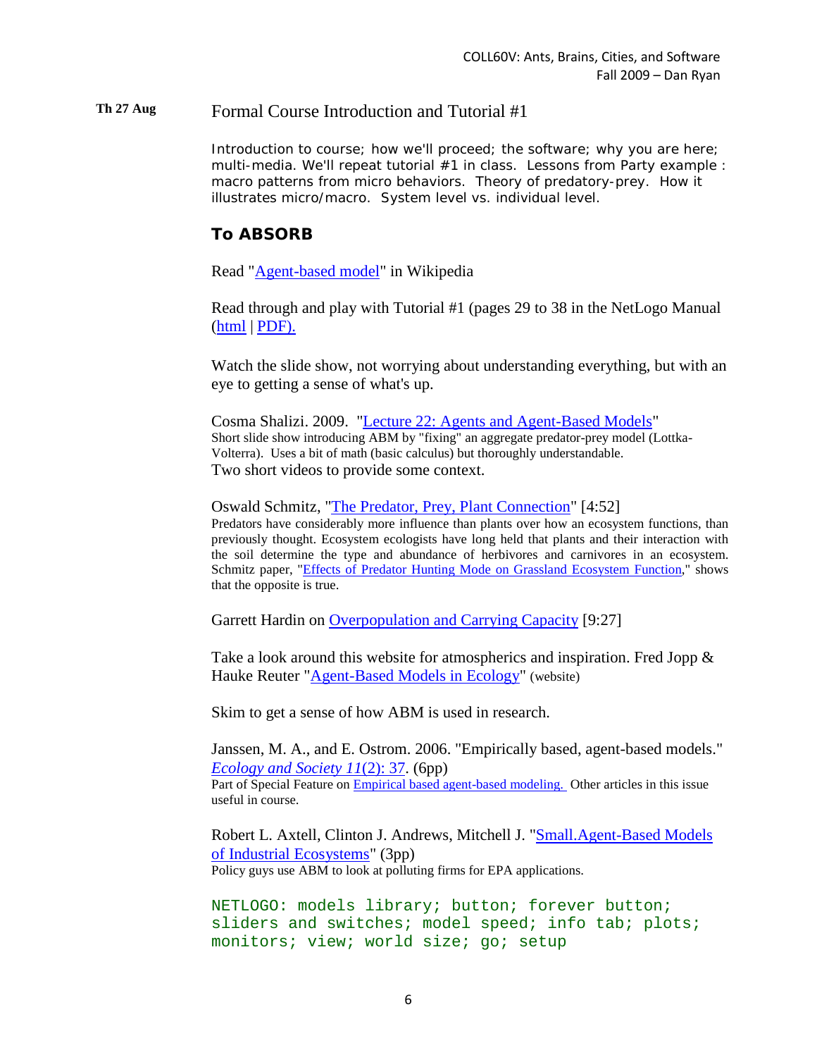**Th 27 Aug** Formal Course Introduction and Tutorial #1

Introduction to course; how we'll proceed; the software; why you are here; multi-media. We'll repeat tutorial #1 in class. Lessons from Party example : macro patterns from micro behaviors. Theory of predatory-prey. How it illustrates micro/macro. System level vs. individual level.

## To ABSORB

Read "Agent-based model" in Wikipedia

Read through and play with Tutorial #1 (pages 29 to 38 in the NetLogo Manual (html | PDF).

Watch the slide show, not worrying about understanding everything, but with an eye to getting a sense of what's up.

Cosma Shalizi. 2009. "Lecture 22: Agents and Agent-Based Models"
Short slide show introducing ABM by "fixing" an aggregate predator-prey model (Lottka-Volterra). Uses a bit of math (basic calculus) but thoroughly understandable.
Two short videos to provide some context.

Oswald Schmitz, "The Predator, Prey, Plant Connection" [4:52]
Predators have considerably more influence than plants over how an ecosystem functions, than previously thought. Ecosystem ecologists have long held that plants and their interaction with the soil determine the type and abundance of herbivores and carnivores in an ecosystem. Schmitz paper, "Effects of Predator Hunting Mode on Grassland Ecosystem Function," shows that the opposite is true.

Garrett Hardin on Overpopulation and Carrying Capacity [9:27]

Take a look around this website for atmospherics and inspiration. Fred Jopp & Hauke Reuter "Agent-Based Models in Ecology" (website)

Skim to get a sense of how ABM is used in research.

Janssen, M. A., and E. Ostrom. 2006. "Empirically based, agent-based models." *Ecology and Society 11*(2): 37. (6pp)
Part of Special Feature on Empirical based agent-based modeling. Other articles in this issue useful in course.

Robert L. Axtell, Clinton J. Andrews, Mitchell J. "Small.Agent-Based Models of Industrial Ecosystems" (3pp)
Policy guys use ABM to look at polluting firms for EPA applications.

```
NETLOGO: models library; button; forever button;
sliders and switches; model speed; info tab; plots;
monitors; view; world size; go; setup
```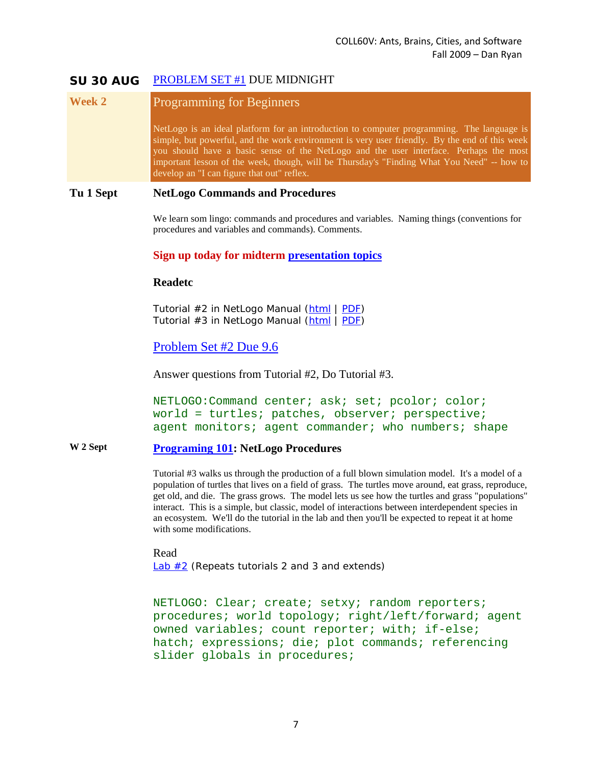**SU 30 AUG** PROBLEM SET #1 DUE MIDNIGHT

## Week 2 — Programming for Beginners

NetLogo is an ideal platform for an introduction to computer programming. The language is simple, but powerful, and the work environment is very user friendly. By the end of this week you should have a basic sense of the NetLogo and the user interface. Perhaps the most important lesson of the week, though, will be Thursday's "Finding What You Need" -- how to develop an "I can figure that out" reflex.

### Tu 1 Sept — NetLogo Commands and Procedures

We learn som lingo: commands and procedures and variables. Naming things (conventions for procedures and variables and commands). Comments.

**Sign up today for midterm presentation topics**

**Readetc**

Tutorial #2 in NetLogo Manual (html | PDF)
Tutorial #3 in NetLogo Manual (html | PDF)

Problem Set #2 Due 9.6

Answer questions from Tutorial #2, Do Tutorial #3.

```
NETLOGO:Command center; ask; set; pcolor; color;
world = turtles; patches, observer; perspective;
agent monitors; agent commander; who numbers; shape
```

### W 2 Sept — Programing 101: NetLogo Procedures

Tutorial #3 walks us through the production of a full blown simulation model. It's a model of a population of turtles that lives on a field of grass. The turtles move around, eat grass, reproduce, get old, and die. The grass grows. The model lets us see how the turtles and grass "populations" interact. This is a simple, but classic, model of interactions between interdependent species in an ecosystem. We'll do the tutorial in the lab and then you'll be expected to repeat it at home with some modifications.

Read
Lab #2 (Repeats tutorials 2 and 3 and extends)

```
NETLOGO: Clear; create; setxy; random reporters;
procedures; world topology; right/left/forward; agent
owned variables; count reporter; with; if-else;
hatch; expressions; die; plot commands; referencing
slider globals in procedures;
```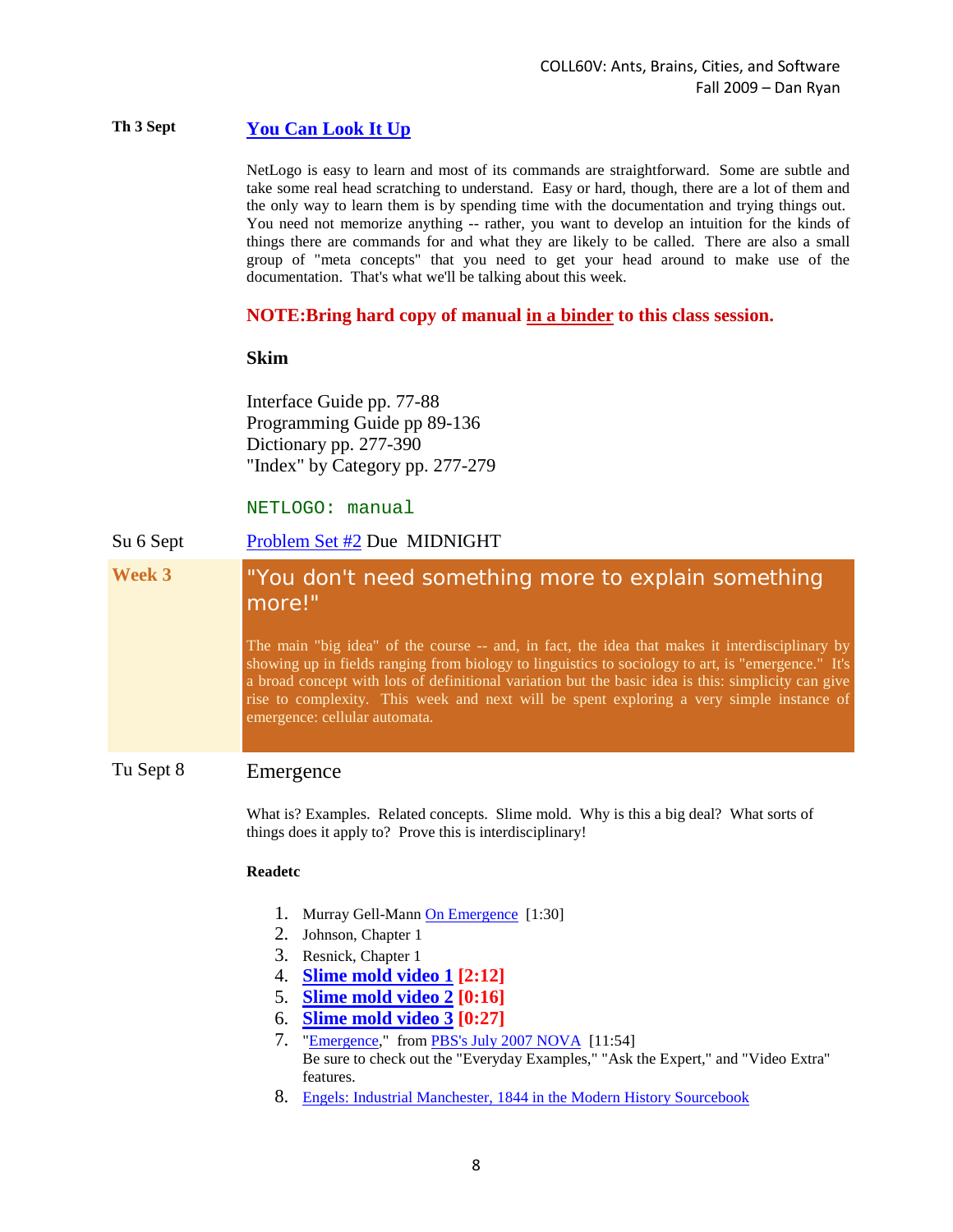**Th 3 Sept** — **You Can Look It Up**

NetLogo is easy to learn and most of its commands are straightforward. Some are subtle and take some real head scratching to understand. Easy or hard, though, there are a lot of them and the only way to learn them is by spending time with the documentation and trying things out. You need not memorize anything -- rather, you want to develop an intuition for the kinds of things there are commands for and what they are likely to be called. There are also a small group of "meta concepts" that you need to get your head around to make use of the documentation. That's what we'll be talking about this week.

**NOTE:Bring hard copy of manual in a binder to this class session.**

**Skim**

Interface Guide pp. 77-88
Programming Guide pp 89-136
Dictionary pp. 277-390
"Index" by Category pp. 277-279

`NETLOGO: manual`

Su 6 Sept — Problem Set #2 Due MIDNIGHT

## Week 3

### "You don't need something more to explain something more!"

The main "big idea" of the course -- and, in fact, the idea that makes it interdisciplinary by showing up in fields ranging from biology to linguistics to sociology to art, is "emergence." It's a broad concept with lots of definitional variation but the basic idea is this: simplicity can give rise to complexity. This week and next will be spent exploring a very simple instance of emergence: cellular automata.

Tu Sept 8 — Emergence

What is? Examples. Related concepts. Slime mold. Why is this a big deal? What sorts of things does it apply to? Prove this is interdisciplinary!

**Readetc**

1. Murray Gell-Mann On Emergence [1:30]
2. Johnson, Chapter 1
3. Resnick, Chapter 1
4. **Slime mold video 1 [2:12]**
5. **Slime mold video 2 [0:16]**
6. **Slime mold video 3 [0:27]**
7. "Emergence," from PBS's July 2007 NOVA [11:54]
   Be sure to check out the "Everyday Examples," "Ask the Expert," and "Video Extra" features.
8. Engels: Industrial Manchester, 1844 in the Modern History Sourcebook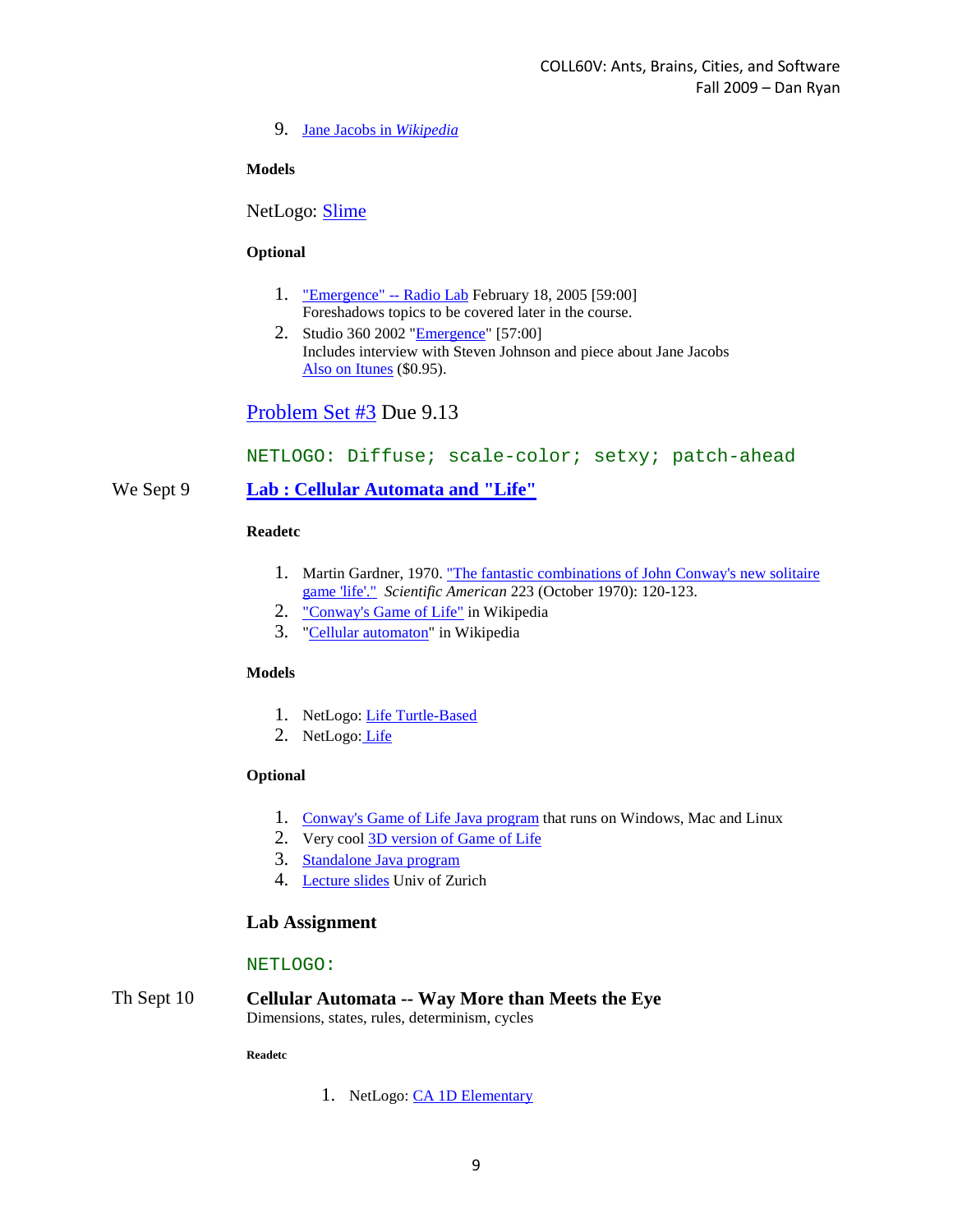9. Jane Jacobs in *Wikipedia*

**Models**

NetLogo: Slime

**Optional**

1. "Emergence" -- Radio Lab February 18, 2005 [59:00]
   Foreshadows topics to be covered later in the course.
2. Studio 360 2002 "Emergence" [57:00]
   Includes interview with Steven Johnson and piece about Jane Jacobs
   Also on Itunes ($0.95).

## Problem Set #3 Due 9.13

NETLOGO: Diffuse; scale-color; setxy; patch-ahead

We Sept 9 **Lab : Cellular Automata and "Life"**

**Readetc**

1. Martin Gardner, 1970. "The fantastic combinations of John Conway's new solitaire game 'life'." *Scientific American* 223 (October 1970): 120-123.
2. "Conway's Game of Life" in Wikipedia
3. "Cellular automaton" in Wikipedia

**Models**

1. NetLogo: Life Turtle-Based
2. NetLogo: Life

**Optional**

1. Conway's Game of Life Java program that runs on Windows, Mac and Linux
2. Very cool 3D version of Game of Life
3. Standalone Java program
4. Lecture slides Univ of Zurich

### Lab Assignment

NETLOGO:

Th Sept 10 **Cellular Automata -- Way More than Meets the Eye**
Dimensions, states, rules, determinism, cycles

**Readetc**

1. NetLogo: CA 1D Elementary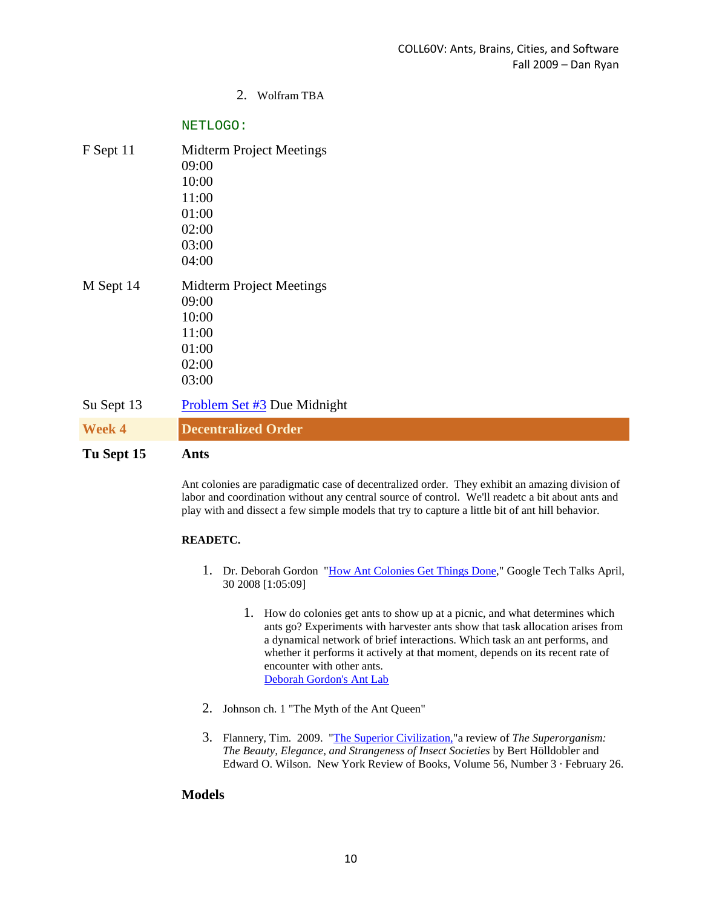2. Wolfram TBA

NETLOGO:

F Sept 11 Midterm Project Meetings
09:00
10:00
11:00
01:00
02:00
03:00
04:00

M Sept 14 Midterm Project Meetings
09:00
10:00
11:00
01:00
02:00
03:00

Su Sept 13 Problem Set #3 Due Midnight

## Week 4 Decentralized Order

### Tu Sept 15 Ants

Ant colonies are paradigmatic case of decentralized order. They exhibit an amazing division of labor and coordination without any central source of control. We'll readetc a bit about ants and play with and dissect a few simple models that try to capture a little bit of ant hill behavior.

**READETC.**

1. Dr. Deborah Gordon "How Ant Colonies Get Things Done," Google Tech Talks April, 30 2008 [1:05:09]

    1. How do colonies get ants to show up at a picnic, and what determines which ants go? Experiments with harvester ants show that task allocation arises from a dynamical network of brief interactions. Which task an ant performs, and whether it performs it actively at that moment, depends on its recent rate of encounter with other ants.
    Deborah Gordon's Ant Lab

2. Johnson ch. 1 "The Myth of the Ant Queen"

3. Flannery, Tim. 2009. "The Superior Civilization,"a review of *The Superorganism: The Beauty, Elegance, and Strangeness of Insect Societies* by Bert Hölldobler and Edward O. Wilson. New York Review of Books, Volume 56, Number 3 · February 26.

**Models**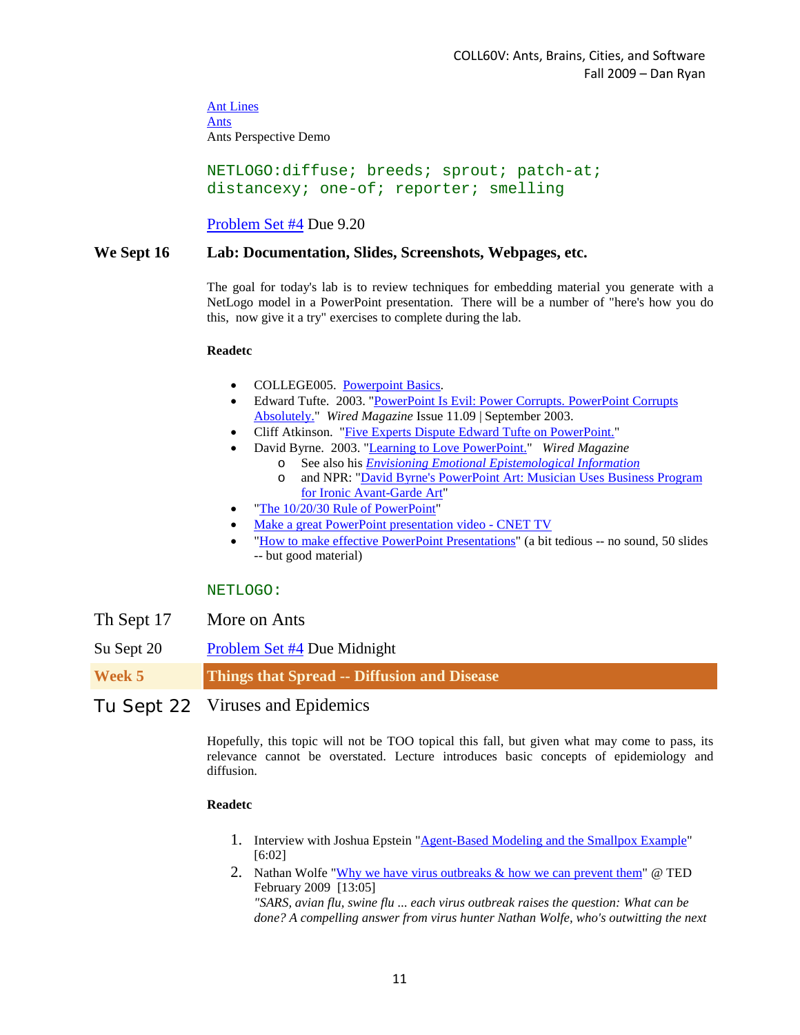Ant Lines
Ants
Ants Perspective Demo

```
NETLOGO:diffuse; breeds; sprout; patch-at;
distancexy; one-of; reporter; smelling
```

Problem Set #4 Due 9.20

**We Sept 16** **Lab: Documentation, Slides, Screenshots, Webpages, etc.**

The goal for today's lab is to review techniques for embedding material you generate with a NetLogo model in a PowerPoint presentation. There will be a number of "here's how you do this, now give it a try" exercises to complete during the lab.

**Readetc**

- COLLEGE005. Powerpoint Basics.
- Edward Tufte. 2003. "PowerPoint Is Evil: Power Corrupts. PowerPoint Corrupts Absolutely." *Wired Magazine* Issue 11.09 | September 2003.
- Cliff Atkinson. "Five Experts Dispute Edward Tufte on PowerPoint."
- David Byrne. 2003. "Learning to Love PowerPoint." *Wired Magazine*
  - See also his *Envisioning Emotional Epistemological Information*
  - and NPR: "David Byrne's PowerPoint Art: Musician Uses Business Program for Ironic Avant-Garde Art"
- "The 10/20/30 Rule of PowerPoint"
- Make a great PowerPoint presentation video - CNET TV
- "How to make effective PowerPoint Presentations" (a bit tedious -- no sound, 50 slides -- but good material)

```
NETLOGO:
```

Th Sept 17 More on Ants

Su Sept 20 Problem Set #4 Due Midnight

## Week 5 Things that Spread -- Diffusion and Disease

Tu Sept 22 Viruses and Epidemics

Hopefully, this topic will not be TOO topical this fall, but given what may come to pass, its relevance cannot be overstated. Lecture introduces basic concepts of epidemiology and diffusion.

**Readetc**

1. Interview with Joshua Epstein "Agent-Based Modeling and the Smallpox Example" [6:02]
2. Nathan Wolfe "Why we have virus outbreaks & how we can prevent them" @ TED February 2009 [13:05]
   *"SARS, avian flu, swine flu ... each virus outbreak raises the question: What can be done? A compelling answer from virus hunter Nathan Wolfe, who's outwitting the next*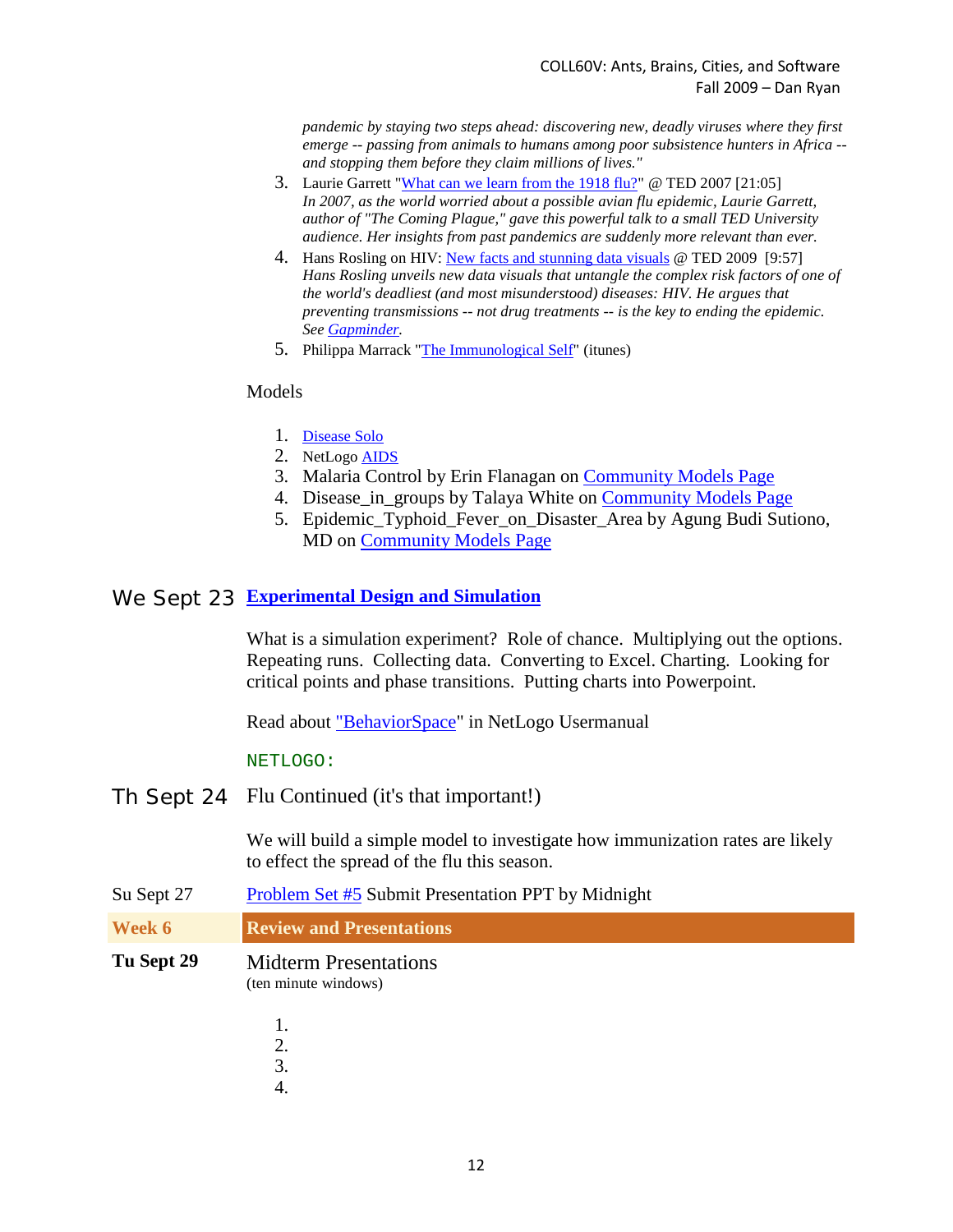*pandemic by staying two steps ahead: discovering new, deadly viruses where they first emerge -- passing from animals to humans among poor subsistence hunters in Africa -- and stopping them before they claim millions of lives."*

3. Laurie Garrett "What can we learn from the 1918 flu?" @ TED 2007 [21:05]
   *In 2007, as the world worried about a possible avian flu epidemic, Laurie Garrett, author of "The Coming Plague," gave this powerful talk to a small TED University audience. Her insights from past pandemics are suddenly more relevant than ever.*
4. Hans Rosling on HIV: New facts and stunning data visuals @ TED 2009 [9:57]
   *Hans Rosling unveils new data visuals that untangle the complex risk factors of one of the world's deadliest (and most misunderstood) diseases: HIV. He argues that preventing transmissions -- not drug treatments -- is the key to ending the epidemic. See Gapminder.*
5. Philippa Marrack "The Immunological Self" (itunes)

Models

1. Disease Solo
2. NetLogo AIDS
3. Malaria Control by Erin Flanagan on Community Models Page
4. Disease_in_groups by Talaya White on Community Models Page
5. Epidemic_Typhoid_Fever_on_Disaster_Area by Agung Budi Sutiono, MD on Community Models Page

**We Sept 23** **Experimental Design and Simulation**

What is a simulation experiment? Role of chance. Multiplying out the options. Repeating runs. Collecting data. Converting to Excel. Charting. Looking for critical points and phase transitions. Putting charts into Powerpoint.

Read about "BehaviorSpace" in NetLogo Usermanual

NETLOGO:

**Th Sept 24** Flu Continued (it's that important!)

We will build a simple model to investigate how immunization rates are likely to effect the spread of the flu this season.

Su Sept 27 Problem Set #5 Submit Presentation PPT by Midnight

## Week 6 — Review and Presentations

**Tu Sept 29** Midterm Presentations
(ten minute windows)

1.
2.
3.
4.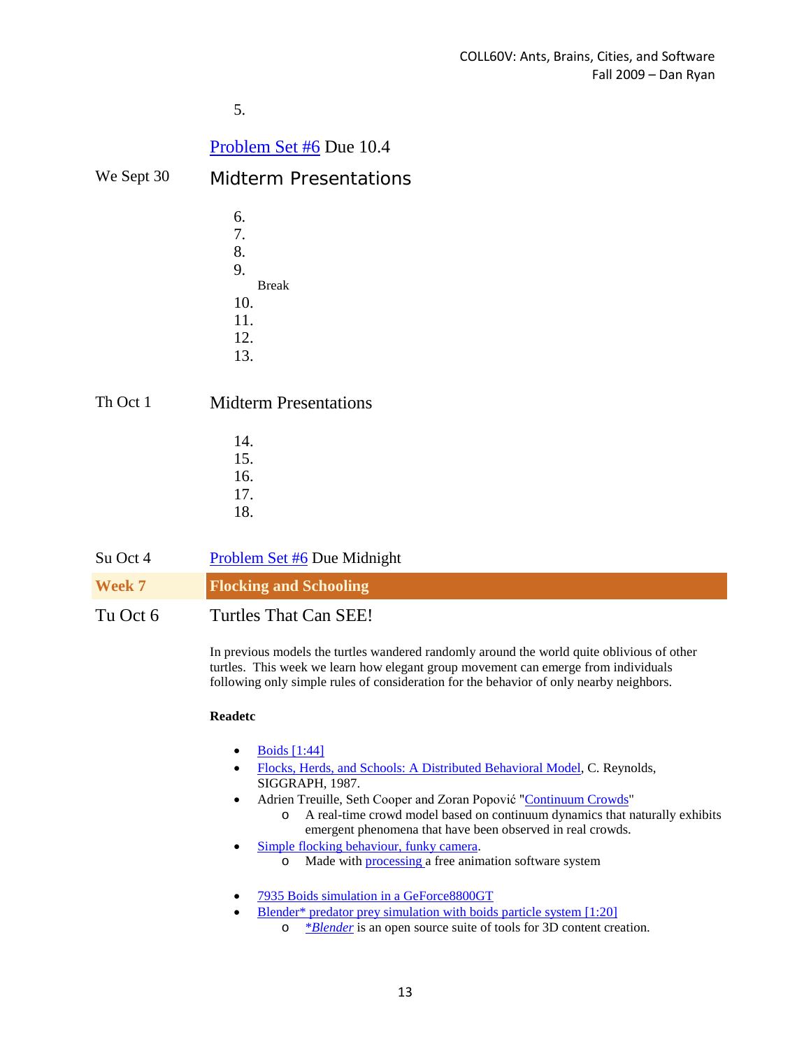5.

Problem Set #6 Due 10.4

We Sept 30 — Midterm Presentations

6.
7.
8.
9.

Break

10.
11.
12.
13.

Th Oct 1 — Midterm Presentations

14.
15.
16.
17.
18.

Su Oct 4 — Problem Set #6 Due Midnight

## Week 7 — Flocking and Schooling

### Tu Oct 6 — Turtles That Can SEE!

In previous models the turtles wandered randomly around the world quite oblivious of other turtles. This week we learn how elegant group movement can emerge from individuals following only simple rules of consideration for the behavior of only nearby neighbors.

**Readetc**

- Boids [1:44]
- Flocks, Herds, and Schools: A Distributed Behavioral Model, C. Reynolds, SIGGRAPH, 1987.
- Adrien Treuille, Seth Cooper and Zoran Popović "Continuum Crowds"
  - A real-time crowd model based on continuum dynamics that naturally exhibits emergent phenomena that have been observed in real crowds.
- Simple flocking behaviour, funky camera.
  - Made with processing a free animation software system
- 7935 Boids simulation in a GeForce8800GT
- Blender* predator prey simulation with boids particle system [1:20]
  - *Blender* is an open source suite of tools for 3D content creation.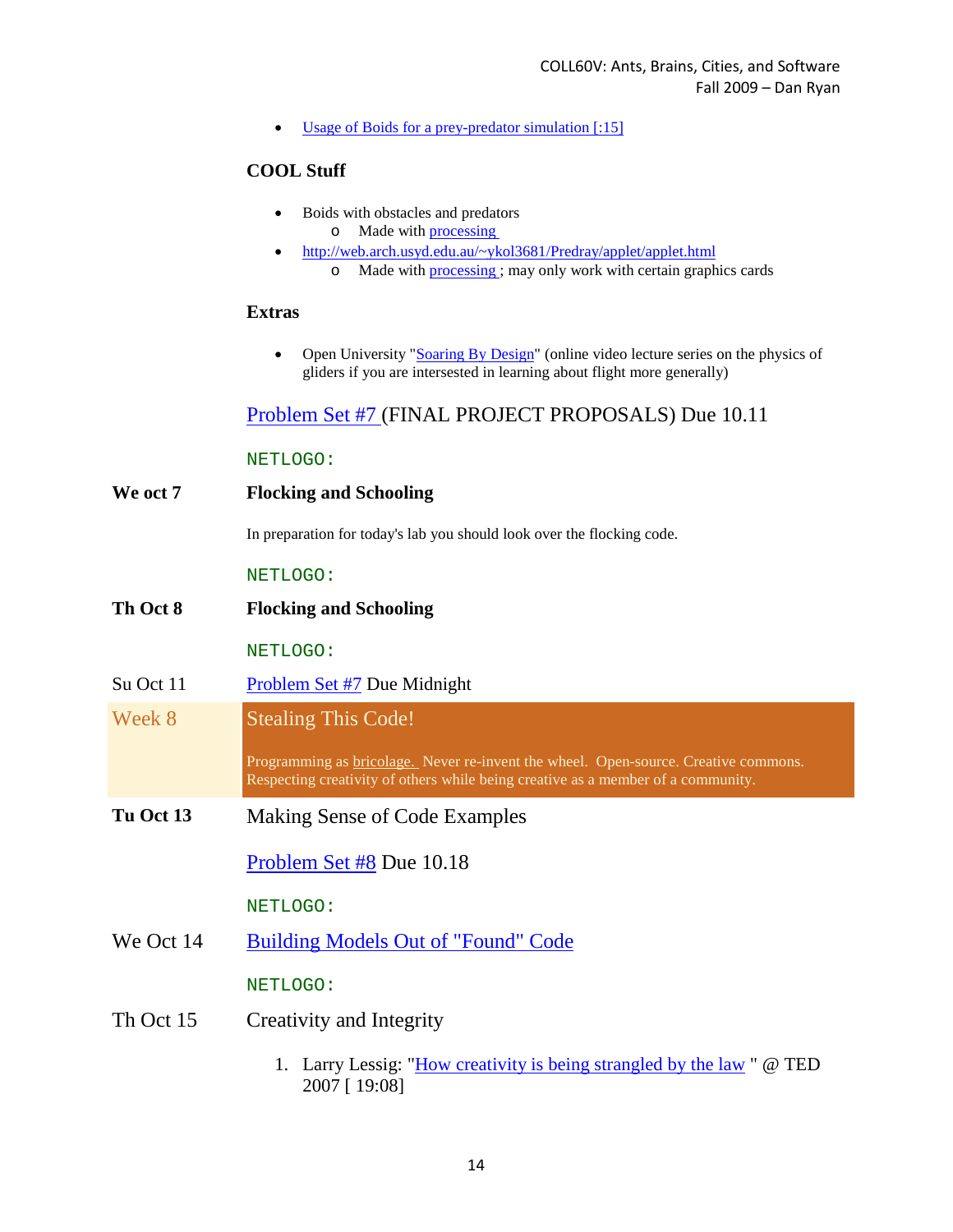- Usage of Boids for a prey-predator simulation [:15]

**COOL Stuff**

- Boids with obstacles and predators
  - Made with processing
- http://web.arch.usyd.edu.au/~ykol3681/Predray/applet/applet.html
  - Made with processing ; may only work with certain graphics cards

**Extras**

- Open University "Soaring By Design" (online video lecture series on the physics of gliders if you are intersested in learning about flight more generally)

Problem Set #7 (FINAL PROJECT PROPOSALS) Due 10.11

NETLOGO:

**We oct 7** **Flocking and Schooling**

In preparation for today's lab you should look over the flocking code.

NETLOGO:

**Th Oct 8** **Flocking and Schooling**

NETLOGO:

Su Oct 11 Problem Set #7 Due Midnight

## Week 8 Stealing This Code!

Programming as bricolage. Never re-invent the wheel. Open-source. Creative commons. Respecting creativity of others while being creative as a member of a community.

**Tu Oct 13** Making Sense of Code Examples

Problem Set #8 Due 10.18

NETLOGO:

We Oct 14 Building Models Out of "Found" Code

NETLOGO:

Th Oct 15 Creativity and Integrity

1. Larry Lessig: "How creativity is being strangled by the law " @ TED 2007 [ 19:08]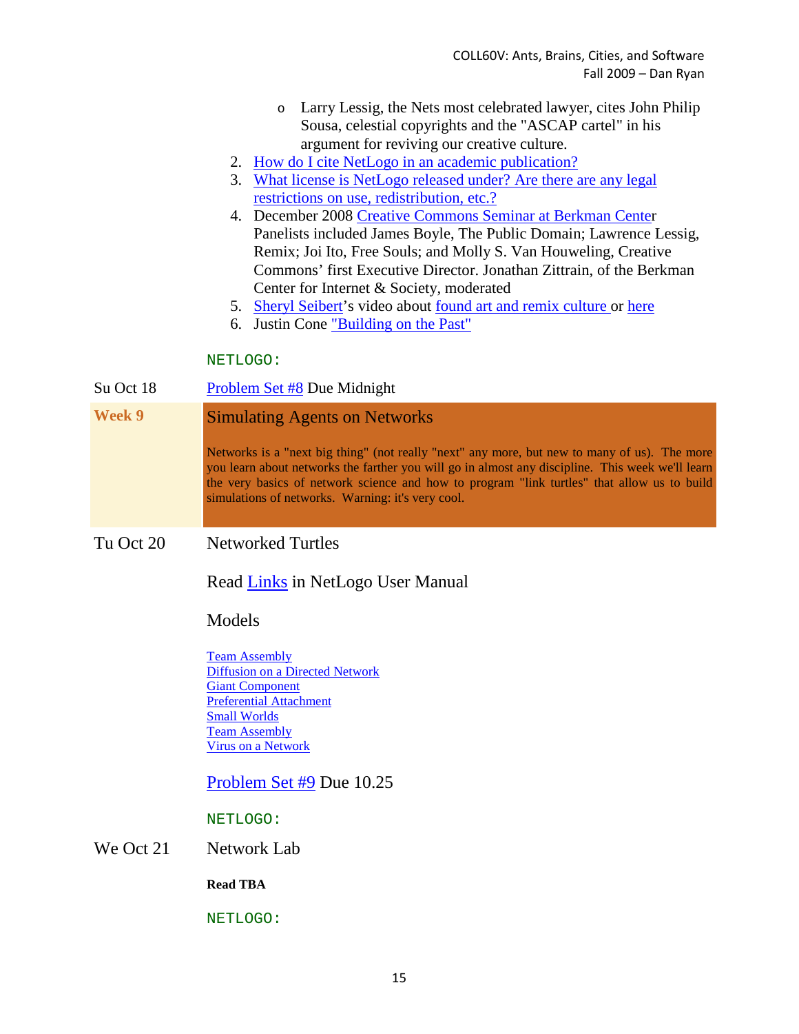- Larry Lessig, the Nets most celebrated lawyer, cites John Philip Sousa, celestial copyrights and the "ASCAP cartel" in his argument for reviving our creative culture.

2. How do I cite NetLogo in an academic publication?
3. What license is NetLogo released under? Are there are any legal restrictions on use, redistribution, etc.?
4. December 2008 Creative Commons Seminar at Berkman Center Panelists included James Boyle, The Public Domain; Lawrence Lessig, Remix; Joi Ito, Free Souls; and Molly S. Van Houweling, Creative Commons' first Executive Director. Jonathan Zittrain, of the Berkman Center for Internet & Society, moderated
5. Sheryl Seibert's video about found art and remix culture or here
6. Justin Cone "Building on the Past"

NETLOGO:

| | |
|---|---|
| Su Oct 18 | Problem Set #8 Due Midnight |
| **Week 9** | Simulating Agents on Networks<br><br>Networks is a "next big thing" (not really "next" any more, but new to many of us). The more you learn about networks the farther you will go in almost any discipline. This week we'll learn the very basics of network science and how to program "link turtles" that allow us to build simulations of networks. Warning: it's very cool. |
| Tu Oct 20 | Networked Turtles<br><br>Read Links in NetLogo User Manual<br><br>Models<br><br>Team Assembly<br>Diffusion on a Directed Network<br>Giant Component<br>Preferential Attachment<br>Small Worlds<br>Team Assembly<br>Virus on a Network<br><br>Problem Set #9 Due 10.25<br><br>NETLOGO: |
| We Oct 21 | Network Lab<br><br>**Read TBA**<br><br>NETLOGO: |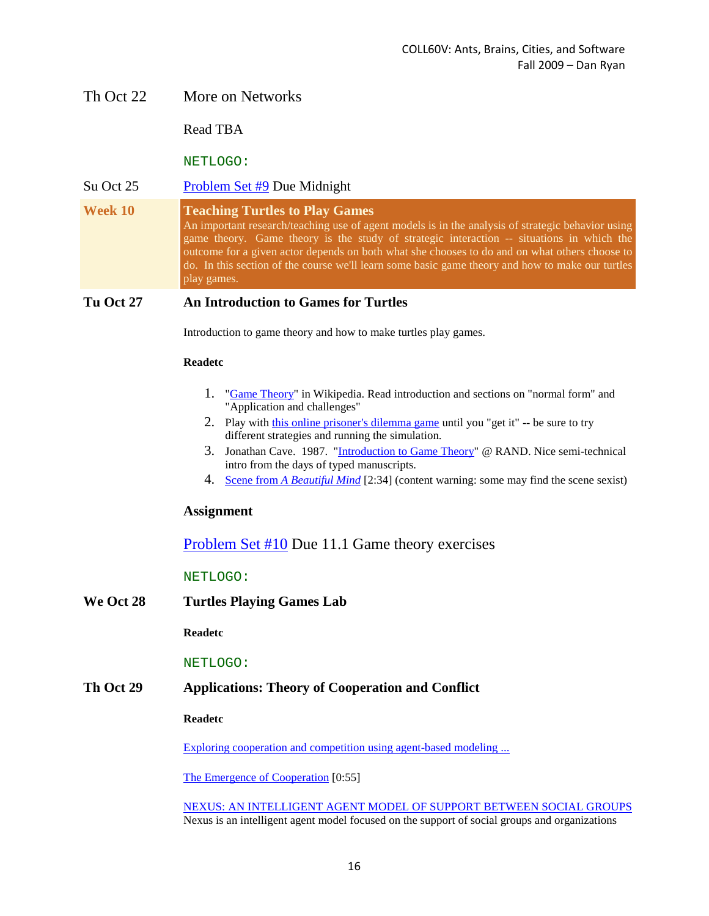**Th Oct 22** More on Networks

Read TBA

NETLOGO:

**Su Oct 25** Problem Set #9 Due Midnight

## Week 10 — Teaching Turtles to Play Games

An important research/teaching use of agent models is in the analysis of strategic behavior using game theory. Game theory is the study of strategic interaction -- situations in which the outcome for a given actor depends on both what she chooses to do and on what others choose to do. In this section of the course we'll learn some basic game theory and how to make our turtles play games.

### Tu Oct 27 — An Introduction to Games for Turtles

Introduction to game theory and how to make turtles play games.

**Readetc**

1. "Game Theory" in Wikipedia. Read introduction and sections on "normal form" and "Application and challenges"
2. Play with this online prisoner's dilemma game until you "get it" -- be sure to try different strategies and running the simulation.
3. Jonathan Cave. 1987. "Introduction to Game Theory" @ RAND. Nice semi-technical intro from the days of typed manuscripts.
4. Scene from *A Beautiful Mind* [2:34] (content warning: some may find the scene sexist)

#### Assignment

Problem Set #10 Due 11.1 Game theory exercises

NETLOGO:

### We Oct 28 — Turtles Playing Games Lab

**Readetc**

NETLOGO:

### Th Oct 29 — Applications: Theory of Cooperation and Conflict

**Readetc**

Exploring cooperation and competition using agent-based modeling ...

The Emergence of Cooperation [0:55]

NEXUS: AN INTELLIGENT AGENT MODEL OF SUPPORT BETWEEN SOCIAL GROUPS
Nexus is an intelligent agent model focused on the support of social groups and organizations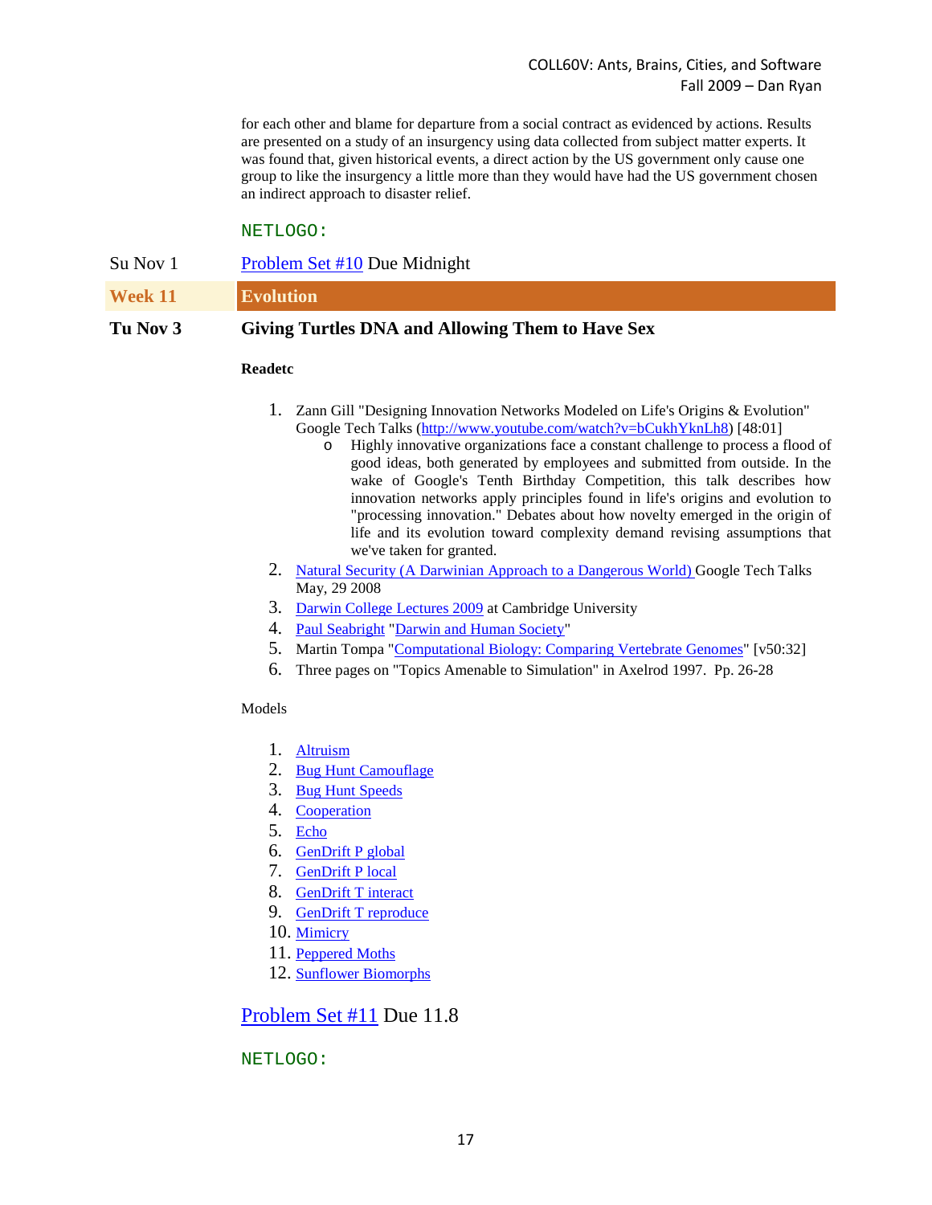for each other and blame for departure from a social contract as evidenced by actions. Results are presented on a study of an insurgency using data collected from subject matter experts. It was found that, given historical events, a direct action by the US government only cause one group to like the insurgency a little more than they would have had the US government chosen an indirect approach to disaster relief.

NETLOGO:

Su Nov 1 — Problem Set #10 Due Midnight

## Week 11 — Evolution

### Tu Nov 3 — Giving Turtles DNA and Allowing Them to Have Sex

**Readetc**

1. Zann Gill "Designing Innovation Networks Modeled on Life's Origins & Evolution" Google Tech Talks (http://www.youtube.com/watch?v=bCukhYknLh8) [48:01]
   - Highly innovative organizations face a constant challenge to process a flood of good ideas, both generated by employees and submitted from outside. In the wake of Google's Tenth Birthday Competition, this talk describes how innovation networks apply principles found in life's origins and evolution to "processing innovation." Debates about how novelty emerged in the origin of life and its evolution toward complexity demand revising assumptions that we've taken for granted.
2. Natural Security (A Darwinian Approach to a Dangerous World) Google Tech Talks May, 29 2008
3. Darwin College Lectures 2009 at Cambridge University
4. Paul Seabright "Darwin and Human Society"
5. Martin Tompa "Computational Biology: Comparing Vertebrate Genomes" [v50:32]
6. Three pages on "Topics Amenable to Simulation" in Axelrod 1997. Pp. 26-28

Models

1. Altruism
2. Bug Hunt Camouflage
3. Bug Hunt Speeds
4. Cooperation
5. Echo
6. GenDrift P global
7. GenDrift P local
8. GenDrift T interact
9. GenDrift T reproduce
10. Mimicry
11. Peppered Moths
12. Sunflower Biomorphs

Problem Set #11 Due 11.8

NETLOGO: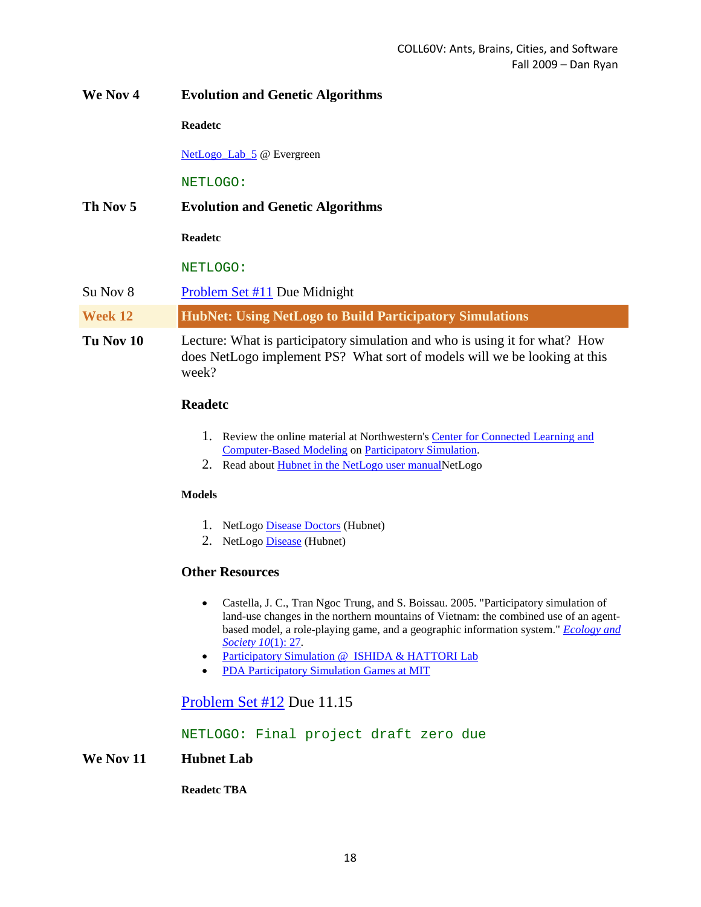**We Nov 4** **Evolution and Genetic Algorithms**

**Readetc**

NetLogo_Lab_5 @ Evergreen

NETLOGO:

**Th Nov 5** **Evolution and Genetic Algorithms**

**Readetc**

NETLOGO:

Su Nov 8 Problem Set #11 Due Midnight

## Week 12 HubNet: Using NetLogo to Build Participatory Simulations

**Tu Nov 10** Lecture: What is participatory simulation and who is using it for what? How does NetLogo implement PS? What sort of models will we be looking at this week?

### Readetc

1. Review the online material at Northwestern's Center for Connected Learning and Computer-Based Modeling on Participatory Simulation.
2. Read about Hubnet in the NetLogo user manualNetLogo

**Models**

1. NetLogo Disease Doctors (Hubnet)
2. NetLogo Disease (Hubnet)

### Other Resources

- Castella, J. C., Tran Ngoc Trung, and S. Boissau. 2005. "Participatory simulation of land-use changes in the northern mountains of Vietnam: the combined use of an agent-based model, a role-playing game, and a geographic information system." *Ecology and Society 10*(1): 27.
- Participatory Simulation @ ISHIDA & HATTORI Lab
- PDA Participatory Simulation Games at MIT

Problem Set #12 Due 11.15

NETLOGO: Final project draft zero due

**We Nov 11** **Hubnet Lab**

**Readetc TBA**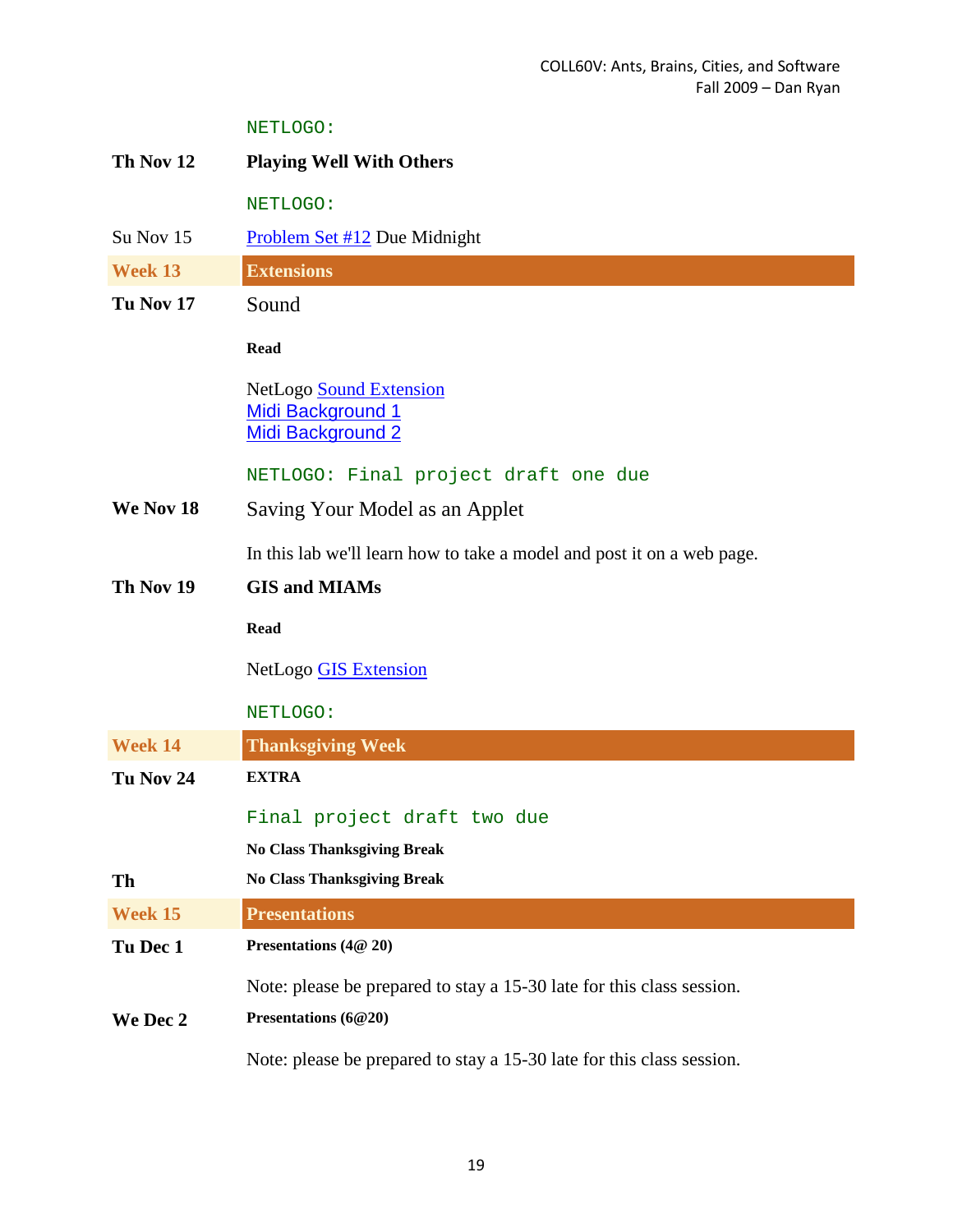NETLOGO:

**Th Nov 12** — **Playing Well With Others**

NETLOGO:

Su Nov 15 — Problem Set #12 Due Midnight

## Week 13 — Extensions

**Tu Nov 17** — Sound

**Read**

NetLogo Sound Extension
Midi Background 1
Midi Background 2

NETLOGO: Final project draft one due

**We Nov 18** — Saving Your Model as an Applet

In this lab we'll learn how to take a model and post it on a web page.

**Th Nov 19** — **GIS and MIAMs**

**Read**

NetLogo GIS Extension

NETLOGO:

## Week 14 — Thanksgiving Week

**Tu Nov 24** — **EXTRA**

Final project draft two due

**No Class Thanksgiving Break**

**Th** — **No Class Thanksgiving Break**

## Week 15 — Presentations

**Tu Dec 1** — **Presentations (4@ 20)**

Note: please be prepared to stay a 15-30 late for this class session.

**We Dec 2** — **Presentations (6@20)**

Note: please be prepared to stay a 15-30 late for this class session.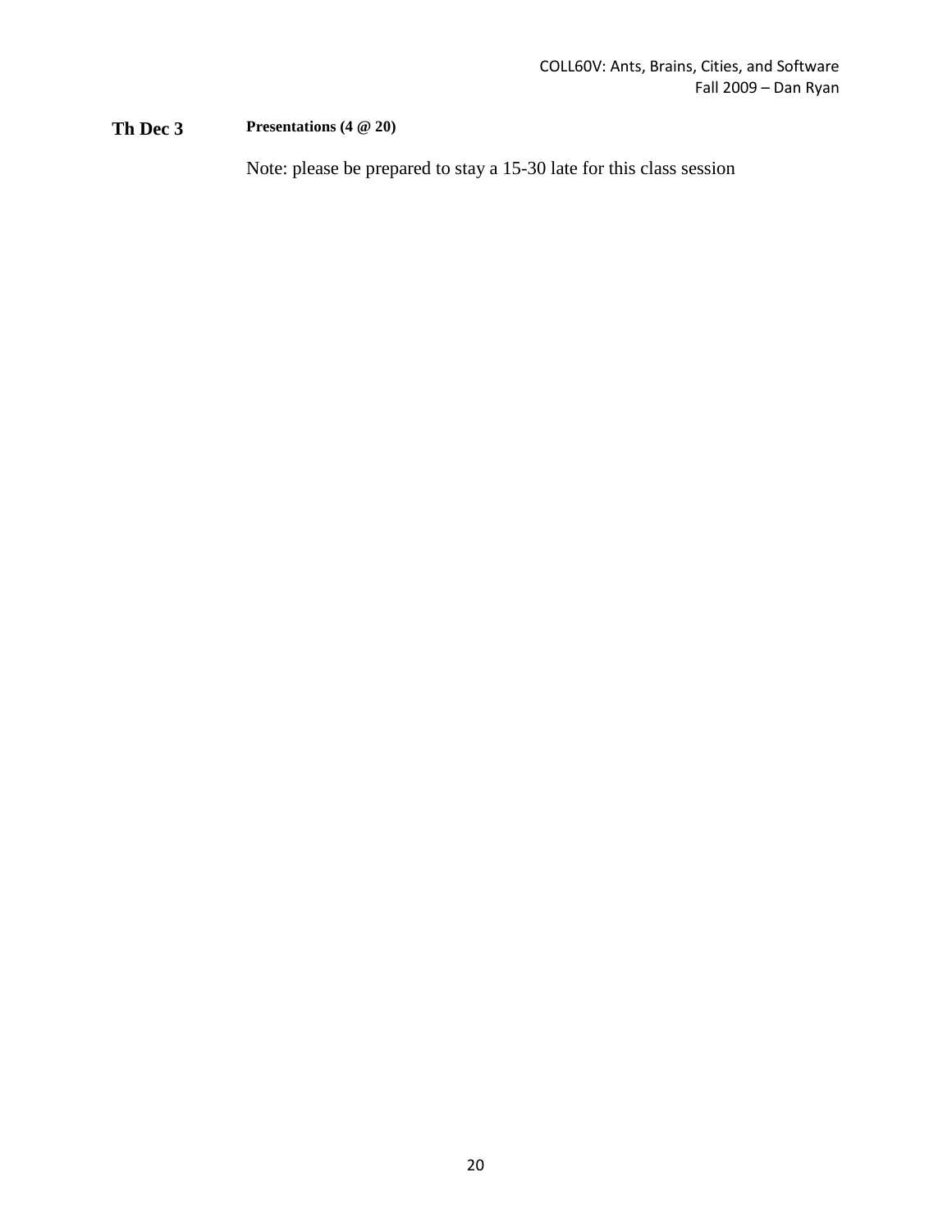**Th Dec 3** **Presentations (4 @ 20)**

Note: please be prepared to stay a 15-30 late for this class session